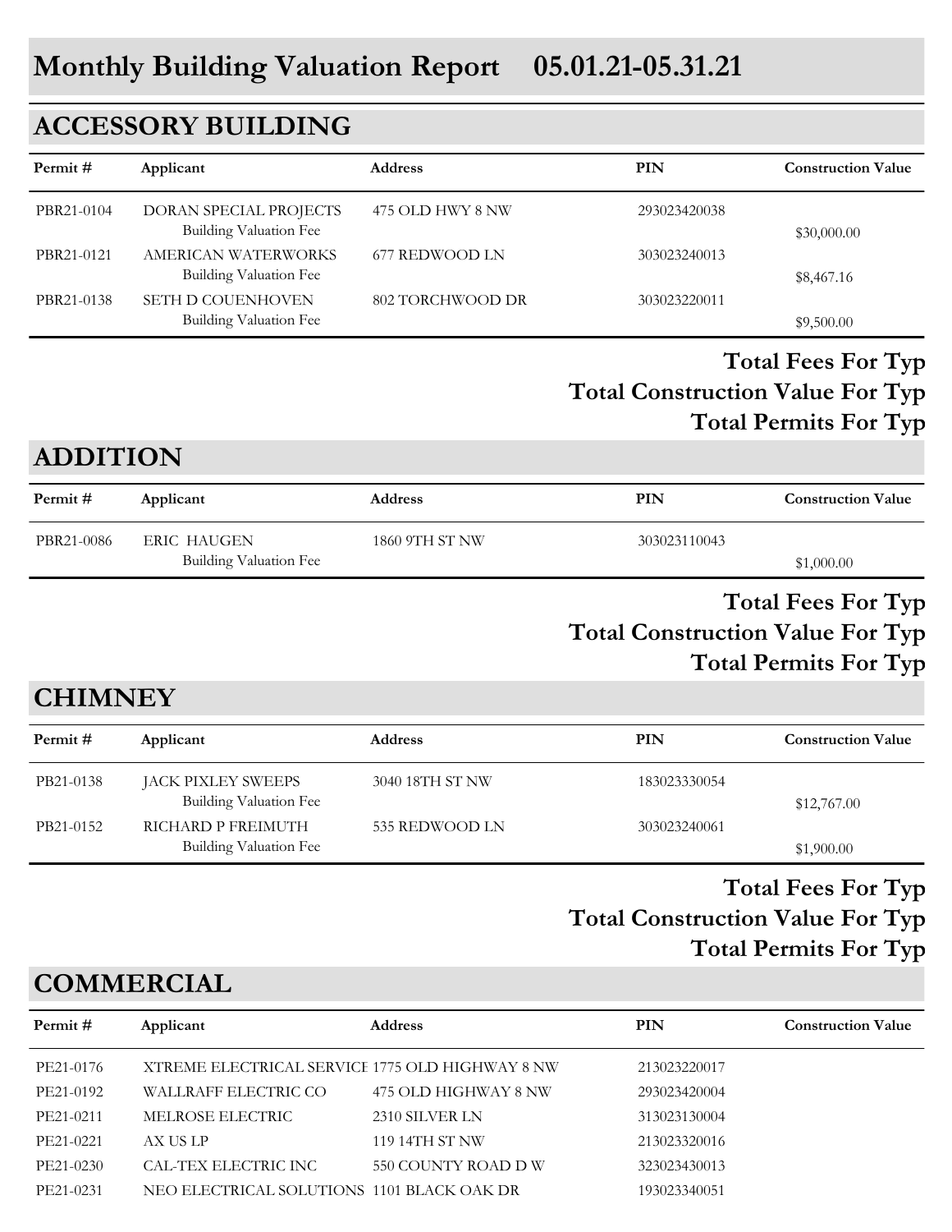# Monthly Building Valuation Report 05.01.21-05.31.21

## ACCESSORY BUILDING

| Permit # | Applicant | Address | PIN | Construction Value |
|---|---|---|---|---|
| PBR21-0104 | DORAN SPECIAL PROJECTS<br>Building Valuation Fee | 475 OLD HWY 8 NW | 293023420038 | $30,000.00 |
| PBR21-0121 | AMERICAN WATERWORKS<br>Building Valuation Fee | 677 REDWOOD LN | 303023240013 | $8,467.16 |
| PBR21-0138 | SETH D COUENHOVEN<br>Building Valuation Fee | 802 TORCHWOOD DR | 303023220011 | $9,500.00 |

**Total Fees For Typ**

**Total Construction Value For Typ**

**Total Permits For Typ**

## ADDITION

| Permit # | Applicant | Address | PIN | Construction Value |
|---|---|---|---|---|
| PBR21-0086 | ERIC HAUGEN<br>Building Valuation Fee | 1860 9TH ST NW | 303023110043 | $1,000.00 |

**Total Fees For Typ**

**Total Construction Value For Typ**

**Total Permits For Typ**

## CHIMNEY

| Permit # | Applicant | Address | PIN | Construction Value |
|---|---|---|---|---|
| PB21-0138 | JACK PIXLEY SWEEPS<br>Building Valuation Fee | 3040 18TH ST NW | 183023330054 | $12,767.00 |
| PB21-0152 | RICHARD P FREIMUTH<br>Building Valuation Fee | 535 REDWOOD LN | 303023240061 | $1,900.00 |

**Total Fees For Typ**

**Total Construction Value For Typ**

**Total Permits For Typ**

## COMMERCIAL

| Permit # | Applicant | Address | PIN | Construction Value |
|---|---|---|---|---|
| PE21-0176 | XTREME ELECTRICAL SERVICE | 1775 OLD HIGHWAY 8 NW | 213023220017 | |
| PE21-0192 | WALLRAFF ELECTRIC CO | 475 OLD HIGHWAY 8 NW | 293023420004 | |
| PE21-0211 | MELROSE ELECTRIC | 2310 SILVER LN | 313023130004 | |
| PE21-0221 | AX US LP | 119 14TH ST NW | 213023320016 | |
| PE21-0230 | CAL-TEX ELECTRIC INC | 550 COUNTY ROAD D W | 323023430013 | |
| PE21-0231 | NEO ELECTRICAL SOLUTIONS | 1101 BLACK OAK DR | 193023340051 | |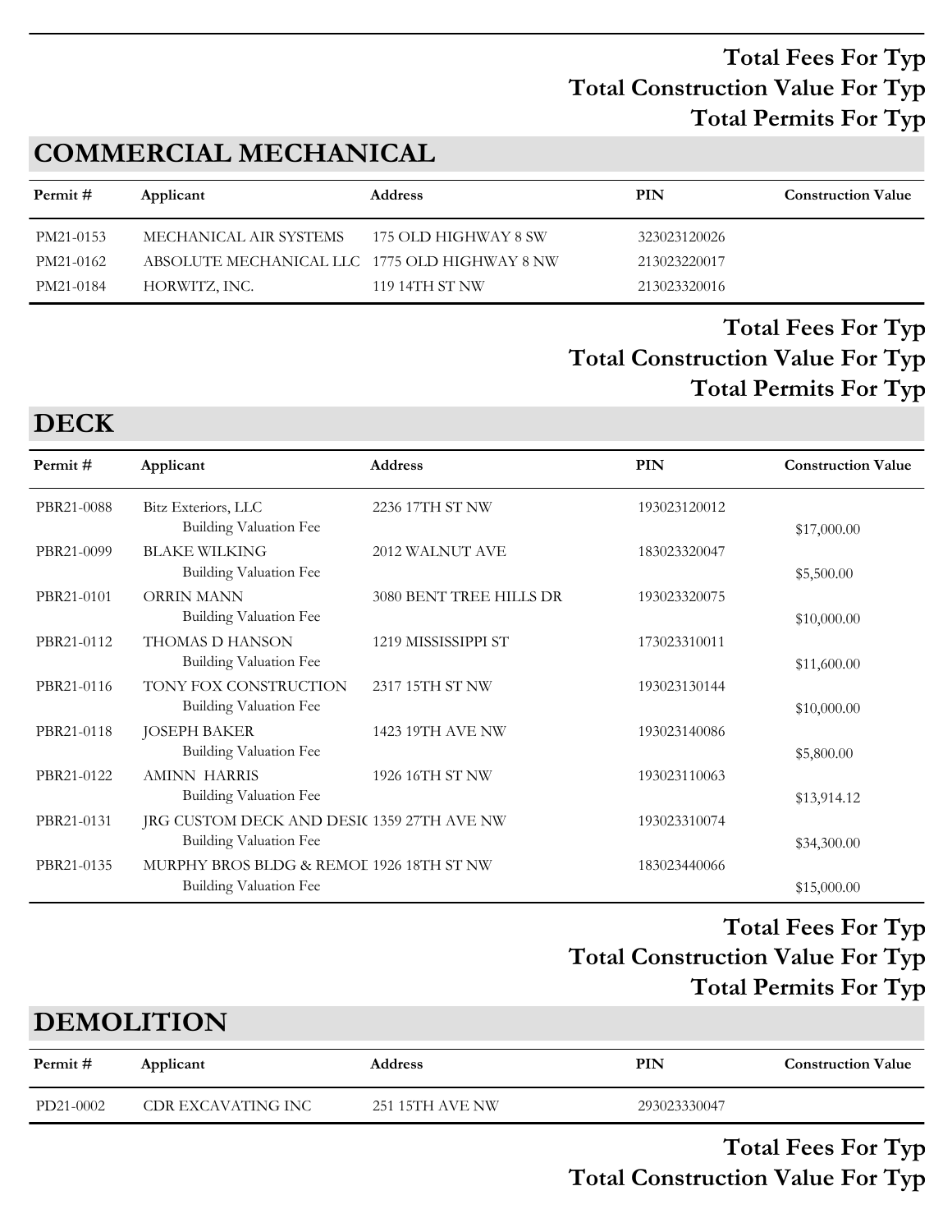**Total Fees For Typ**
**Total Construction Value For Typ**
**Total Permits For Typ**

## COMMERCIAL MECHANICAL

| Permit # | Applicant | Address | PIN | Construction Value |
|---|---|---|---|---|
| PM21-0153 | MECHANICAL AIR SYSTEMS | 175 OLD HIGHWAY 8 SW | 323023120026 | |
| PM21-0162 | ABSOLUTE MECHANICAL LLC | 1775 OLD HIGHWAY 8 NW | 213023220017 | |
| PM21-0184 | HORWITZ, INC. | 119 14TH ST NW | 213023320016 | |

**Total Fees For Typ**
**Total Construction Value For Typ**
**Total Permits For Typ**

## DECK

| Permit # | Applicant | Address | PIN | Construction Value |
|---|---|---|---|---|
| PBR21-0088 | Bitz Exteriors, LLC | 2236 17TH ST NW | 193023120012 | |
| | Building Valuation Fee | | | $17,000.00 |
| PBR21-0099 | BLAKE WILKING | 2012 WALNUT AVE | 183023320047 | |
| | Building Valuation Fee | | | $5,500.00 |
| PBR21-0101 | ORRIN MANN | 3080 BENT TREE HILLS DR | 193023320075 | |
| | Building Valuation Fee | | | $10,000.00 |
| PBR21-0112 | THOMAS D HANSON | 1219 MISSISSIPPI ST | 173023310011 | |
| | Building Valuation Fee | | | $11,600.00 |
| PBR21-0116 | TONY FOX CONSTRUCTION | 2317 15TH ST NW | 193023130144 | |
| | Building Valuation Fee | | | $10,000.00 |
| PBR21-0118 | JOSEPH BAKER | 1423 19TH AVE NW | 193023140086 | |
| | Building Valuation Fee | | | $5,800.00 |
| PBR21-0122 | AMINN HARRIS | 1926 16TH ST NW | 193023110063 | |
| | Building Valuation Fee | | | $13,914.12 |
| PBR21-0131 | JRG CUSTOM DECK AND DESI( | 1359 27TH AVE NW | 193023310074 | |
| | Building Valuation Fee | | | $34,300.00 |
| PBR21-0135 | MURPHY BROS BLDG & REMOI | 1926 18TH ST NW | 183023440066 | |
| | Building Valuation Fee | | | $15,000.00 |

**Total Fees For Typ**
**Total Construction Value For Typ**
**Total Permits For Typ**

## DEMOLITION

| Permit # | Applicant | Address | PIN | Construction Value |
|---|---|---|---|---|
| PD21-0002 | CDR EXCAVATING INC | 251 15TH AVE NW | 293023330047 | |

**Total Fees For Typ**
**Total Construction Value For Typ**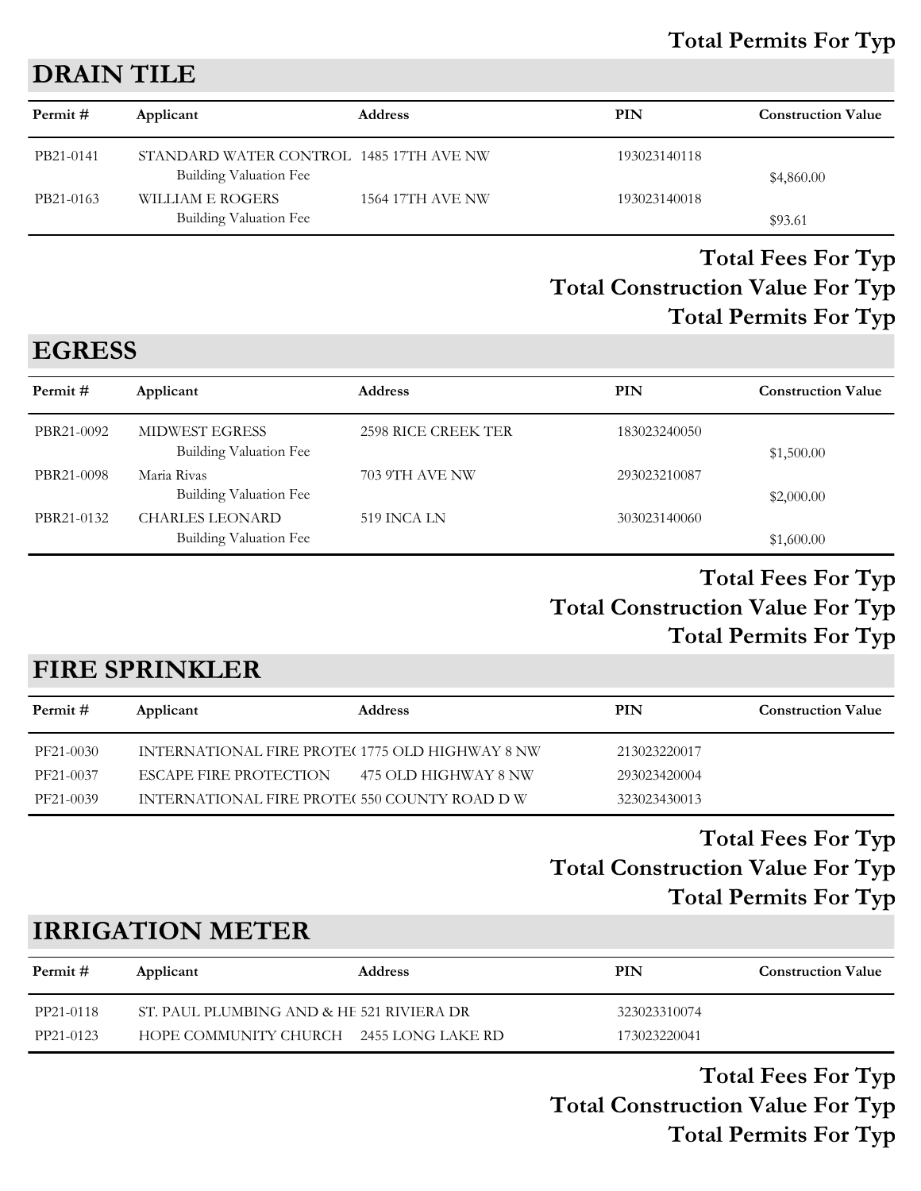**Total Permits For Typ**

## DRAIN TILE

| Permit # | Applicant | Address | PIN | Construction Value |
|---|---|---|---|---|
| PB21-0141 | STANDARD WATER CONTROL | 1485 17TH AVE NW | 193023140118 | |
| | Building Valuation Fee | | | $4,860.00 |
| PB21-0163 | WILLIAM E ROGERS | 1564 17TH AVE NW | 193023140018 | |
| | Building Valuation Fee | | | $93.61 |

**Total Fees For Typ**

**Total Construction Value For Typ**

**Total Permits For Typ**

## EGRESS

| Permit # | Applicant | Address | PIN | Construction Value |
|---|---|---|---|---|
| PBR21-0092 | MIDWEST EGRESS | 2598 RICE CREEK TER | 183023240050 | |
| | Building Valuation Fee | | | $1,500.00 |
| PBR21-0098 | Maria Rivas | 703 9TH AVE NW | 293023210087 | |
| | Building Valuation Fee | | | $2,000.00 |
| PBR21-0132 | CHARLES LEONARD | 519 INCA LN | 303023140060 | |
| | Building Valuation Fee | | | $1,600.00 |

**Total Fees For Typ**

**Total Construction Value For Typ**

**Total Permits For Typ**

## FIRE SPRINKLER

| Permit # | Applicant | Address | PIN | Construction Value |
|---|---|---|---|---|
| PF21-0030 | INTERNATIONAL FIRE PROTE( | 1775 OLD HIGHWAY 8 NW | 213023220017 | |
| PF21-0037 | ESCAPE FIRE PROTECTION | 475 OLD HIGHWAY 8 NW | 293023420004 | |
| PF21-0039 | INTERNATIONAL FIRE PROTE( | 550 COUNTY ROAD D W | 323023430013 | |

**Total Fees For Typ**

**Total Construction Value For Typ**

**Total Permits For Typ**

## IRRIGATION METER

| Permit # | Applicant | Address | PIN | Construction Value |
|---|---|---|---|---|
| PP21-0118 | ST. PAUL PLUMBING AND & HE | 521 RIVIERA DR | 323023310074 | |
| PP21-0123 | HOPE COMMUNITY CHURCH | 2455 LONG LAKE RD | 173023220041 | |

**Total Fees For Typ**

**Total Construction Value For Typ**

**Total Permits For Typ**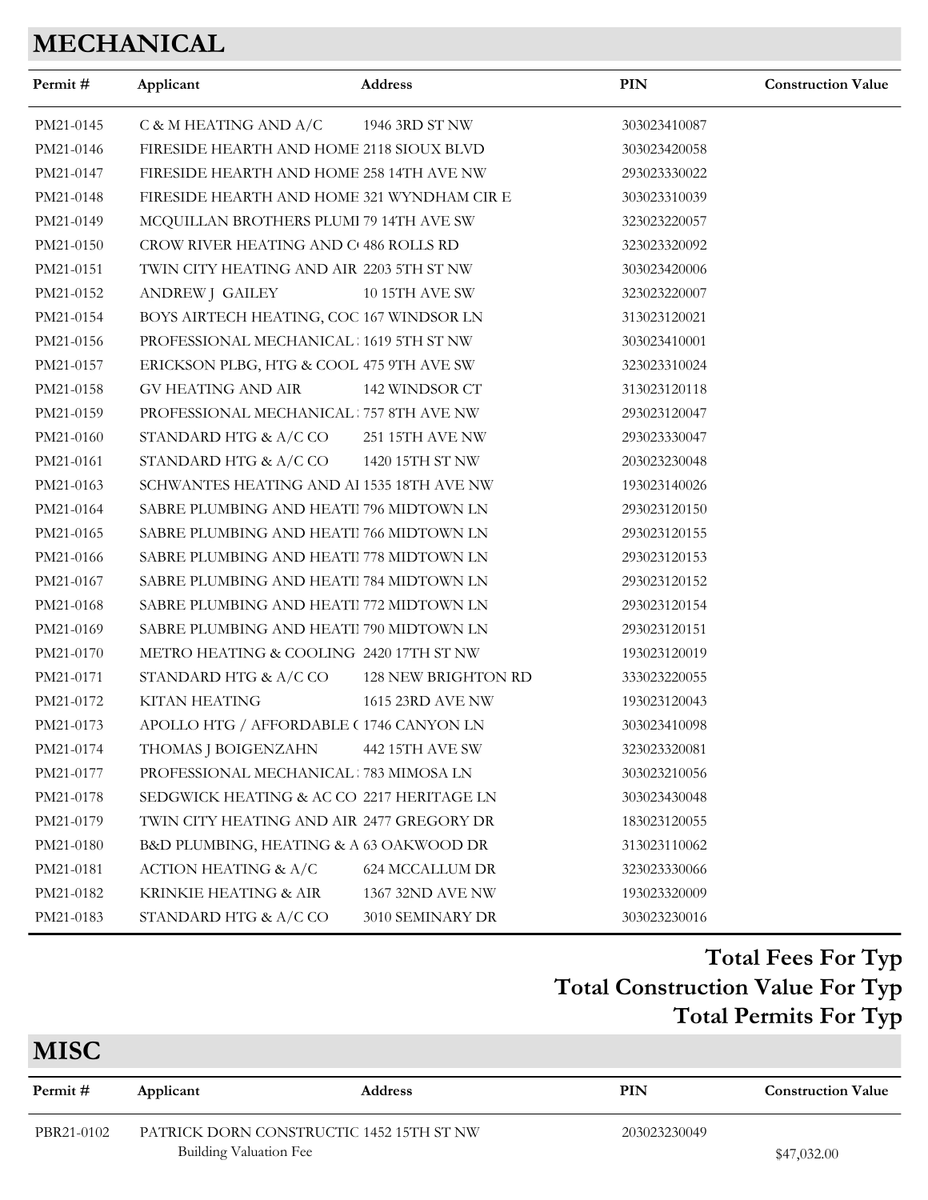## MECHANICAL

| Permit # | Applicant | Address | PIN | Construction Value |
|---|---|---|---|---|
| PM21-0145 | C & M HEATING AND A/C | 1946 3RD ST NW | 303023410087 | |
| PM21-0146 | FIRESIDE HEARTH AND HOME | 2118 SIOUX BLVD | 303023420058 | |
| PM21-0147 | FIRESIDE HEARTH AND HOME | 258 14TH AVE NW | 293023330022 | |
| PM21-0148 | FIRESIDE HEARTH AND HOME | 321 WYNDHAM CIR E | 303023310039 | |
| PM21-0149 | MCQUILLAN BROTHERS PLUMI | 79 14TH AVE SW | 323023220057 | |
| PM21-0150 | CROW RIVER HEATING AND C | 486 ROLLS RD | 323023320092 | |
| PM21-0151 | TWIN CITY HEATING AND AIR | 2203 5TH ST NW | 303023420006 | |
| PM21-0152 | ANDREW J GAILEY | 10 15TH AVE SW | 323023220007 | |
| PM21-0154 | BOYS AIRTECH HEATING, COC | 167 WINDSOR LN | 313023120021 | |
| PM21-0156 | PROFESSIONAL MECHANICAL | 1619 5TH ST NW | 303023410001 | |
| PM21-0157 | ERICKSON PLBG, HTG & COOL | 475 9TH AVE SW | 323023310024 | |
| PM21-0158 | GV HEATING AND AIR | 142 WINDSOR CT | 313023120118 | |
| PM21-0159 | PROFESSIONAL MECHANICAL | 757 8TH AVE NW | 293023120047 | |
| PM21-0160 | STANDARD HTG & A/C CO | 251 15TH AVE NW | 293023330047 | |
| PM21-0161 | STANDARD HTG & A/C CO | 1420 15TH ST NW | 203023230048 | |
| PM21-0163 | SCHWANTES HEATING AND AI | 1535 18TH AVE NW | 193023140026 | |
| PM21-0164 | SABRE PLUMBING AND HEATI | 796 MIDTOWN LN | 293023120150 | |
| PM21-0165 | SABRE PLUMBING AND HEATI | 766 MIDTOWN LN | 293023120155 | |
| PM21-0166 | SABRE PLUMBING AND HEATI | 778 MIDTOWN LN | 293023120153 | |
| PM21-0167 | SABRE PLUMBING AND HEATI | 784 MIDTOWN LN | 293023120152 | |
| PM21-0168 | SABRE PLUMBING AND HEATI | 772 MIDTOWN LN | 293023120154 | |
| PM21-0169 | SABRE PLUMBING AND HEATI | 790 MIDTOWN LN | 293023120151 | |
| PM21-0170 | METRO HEATING & COOLING | 2420 17TH ST NW | 193023120019 | |
| PM21-0171 | STANDARD HTG & A/C CO | 128 NEW BRIGHTON RD | 333023220055 | |
| PM21-0172 | KITAN HEATING | 1615 23RD AVE NW | 193023120043 | |
| PM21-0173 | APOLLO HTG / AFFORDABLE ( | 1746 CANYON LN | 303023410098 | |
| PM21-0174 | THOMAS J BOIGENZAHN | 442 15TH AVE SW | 323023320081 | |
| PM21-0177 | PROFESSIONAL MECHANICAL | 783 MIMOSA LN | 303023210056 | |
| PM21-0178 | SEDGWICK HEATING & AC CO | 2217 HERITAGE LN | 303023430048 | |
| PM21-0179 | TWIN CITY HEATING AND AIR | 2477 GREGORY DR | 183023120055 | |
| PM21-0180 | B&D PLUMBING, HEATING & A | 63 OAKWOOD DR | 313023110062 | |
| PM21-0181 | ACTION HEATING & A/C | 624 MCCALLUM DR | 323023330066 | |
| PM21-0182 | KRINKIE HEATING & AIR | 1367 32ND AVE NW | 193023320009 | |
| PM21-0183 | STANDARD HTG & A/C CO | 3010 SEMINARY DR | 303023230016 | |

**Total Fees For Typ**

**Total Construction Value For Typ**

**Total Permits For Typ**

## MISC

| Permit # | Applicant | Address | PIN | Construction Value |
|---|---|---|---|---|
| PBR21-0102 | PATRICK DORN CONSTRUCTIC | 1452 15TH ST NW | 203023230049 | |
| | Building Valuation Fee | | | $47,032.00 |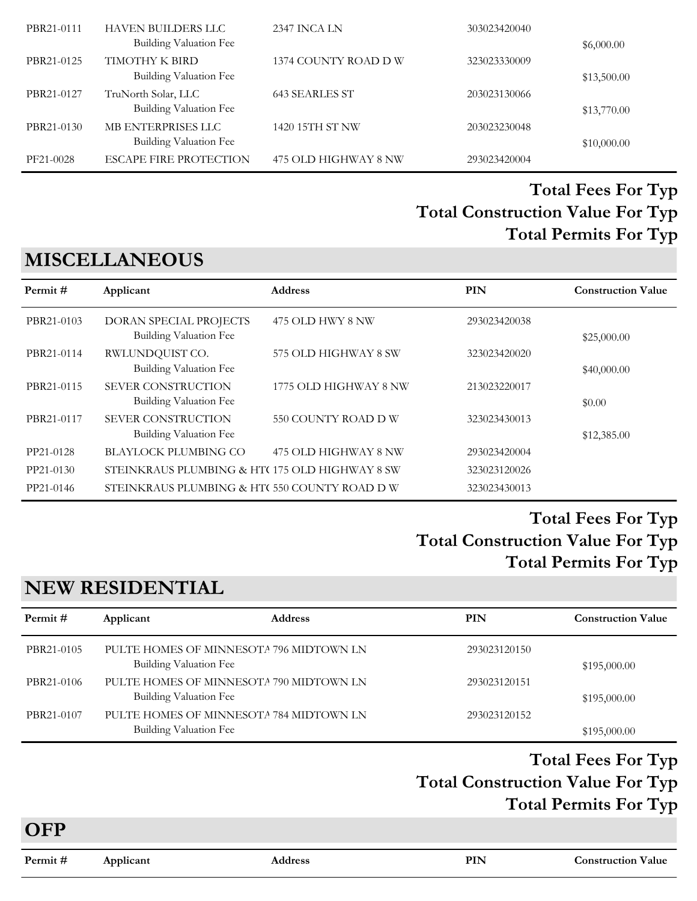| Permit # | Applicant | Address | PIN | Construction Value |
|---|---|---|---|---|
| PBR21-0111 | HAVEN BUILDERS LLC | 2347 INCA LN | 303023420040 | |
| | Building Valuation Fee | | | $6,000.00 |
| PBR21-0125 | TIMOTHY K BIRD | 1374 COUNTY ROAD D W | 323023330009 | |
| | Building Valuation Fee | | | $13,500.00 |
| PBR21-0127 | TruNorth Solar, LLC | 643 SEARLES ST | 203023130066 | |
| | Building Valuation Fee | | | $13,770.00 |
| PBR21-0130 | MB ENTERPRISES LLC | 1420 15TH ST NW | 203023230048 | |
| | Building Valuation Fee | | | $10,000.00 |
| PF21-0028 | ESCAPE FIRE PROTECTION | 475 OLD HIGHWAY 8 NW | 293023420004 | |

**Total Fees For Typ**

**Total Construction Value For Typ**

**Total Permits For Typ**

## MISCELLANEOUS

| Permit # | Applicant | Address | PIN | Construction Value |
|---|---|---|---|---|
| PBR21-0103 | DORAN SPECIAL PROJECTS | 475 OLD HWY 8 NW | 293023420038 | |
| | Building Valuation Fee | | | $25,000.00 |
| PBR21-0114 | RWLUNDQUIST CO. | 575 OLD HIGHWAY 8 SW | 323023420020 | |
| | Building Valuation Fee | | | $40,000.00 |
| PBR21-0115 | SEVER CONSTRUCTION | 1775 OLD HIGHWAY 8 NW | 213023220017 | |
| | Building Valuation Fee | | | $0.00 |
| PBR21-0117 | SEVER CONSTRUCTION | 550 COUNTY ROAD D W | 323023430013 | |
| | Building Valuation Fee | | | $12,385.00 |
| PP21-0128 | BLAYLOCK PLUMBING CO | 475 OLD HIGHWAY 8 NW | 293023420004 | |
| PP21-0130 | STEINKRAUS PLUMBING & HT( | 175 OLD HIGHWAY 8 SW | 323023120026 | |
| PP21-0146 | STEINKRAUS PLUMBING & HT( | 550 COUNTY ROAD D W | 323023430013 | |

**Total Fees For Typ**

**Total Construction Value For Typ**

**Total Permits For Typ**

## NEW RESIDENTIAL

| Permit # | Applicant | Address | PIN | Construction Value |
|---|---|---|---|---|
| PBR21-0105 | PULTE HOMES OF MINNESOTA | 796 MIDTOWN LN | 293023120150 | |
| | Building Valuation Fee | | | $195,000.00 |
| PBR21-0106 | PULTE HOMES OF MINNESOTA | 790 MIDTOWN LN | 293023120151 | |
| | Building Valuation Fee | | | $195,000.00 |
| PBR21-0107 | PULTE HOMES OF MINNESOTA | 784 MIDTOWN LN | 293023120152 | |
| | Building Valuation Fee | | | $195,000.00 |

**Total Fees For Typ**

**Total Construction Value For Typ**

**Total Permits For Typ**

## OFP

| Permit # | Applicant | Address | PIN | Construction Value |
|---|---|---|---|---|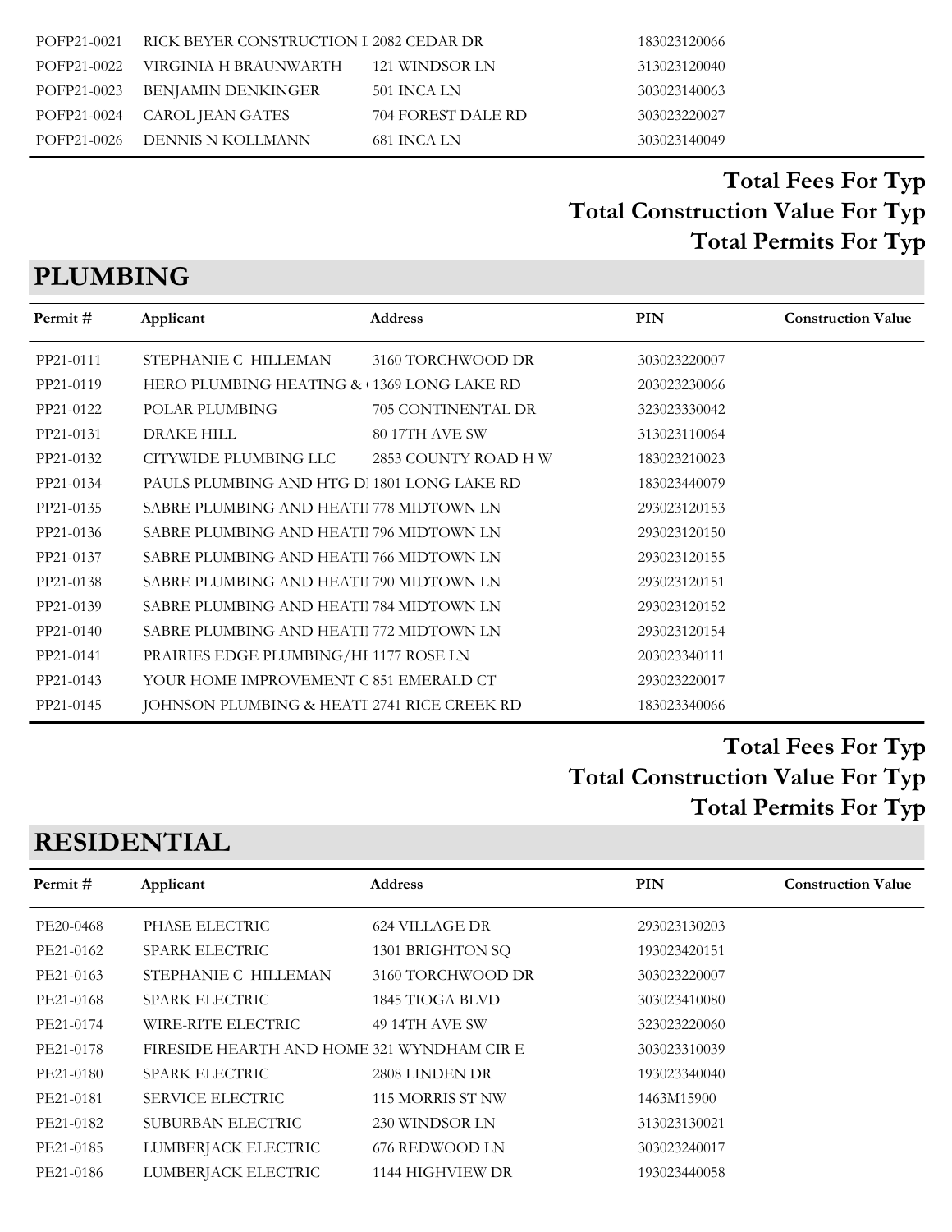| POFP21-0021 | RICK BEYER CONSTRUCTION I | 2082 CEDAR DR | 183023120066 | |
|---|---|---|---|---|
| POFP21-0022 | VIRGINIA H BRAUNWARTH | 121 WINDSOR LN | 313023120040 | |
| POFP21-0023 | BENJAMIN DENKINGER | 501 INCA LN | 303023140063 | |
| POFP21-0024 | CAROL JEAN GATES | 704 FOREST DALE RD | 303023220027 | |
| POFP21-0026 | DENNIS N KOLLMANN | 681 INCA LN | 303023140049 | |

**Total Fees For Typ**

**Total Construction Value For Typ**

**Total Permits For Typ**

## PLUMBING

| Permit # | Applicant | Address | PIN | Construction Value |
|---|---|---|---|---|
| PP21-0111 | STEPHANIE C HILLEMAN | 3160 TORCHWOOD DR | 303023220007 | |
| PP21-0119 | HERO PLUMBING HEATING & | 1369 LONG LAKE RD | 203023230066 | |
| PP21-0122 | POLAR PLUMBING | 705 CONTINENTAL DR | 323023330042 | |
| PP21-0131 | DRAKE HILL | 80 17TH AVE SW | 313023110064 | |
| PP21-0132 | CITYWIDE PLUMBING LLC | 2853 COUNTY ROAD H W | 183023210023 | |
| PP21-0134 | PAULS PLUMBING AND HTG D | 1801 LONG LAKE RD | 183023440079 | |
| PP21-0135 | SABRE PLUMBING AND HEATI | 778 MIDTOWN LN | 293023120153 | |
| PP21-0136 | SABRE PLUMBING AND HEATI | 796 MIDTOWN LN | 293023120150 | |
| PP21-0137 | SABRE PLUMBING AND HEATI | 766 MIDTOWN LN | 293023120155 | |
| PP21-0138 | SABRE PLUMBING AND HEATI | 790 MIDTOWN LN | 293023120151 | |
| PP21-0139 | SABRE PLUMBING AND HEATI | 784 MIDTOWN LN | 293023120152 | |
| PP21-0140 | SABRE PLUMBING AND HEATI | 772 MIDTOWN LN | 293023120154 | |
| PP21-0141 | PRAIRIES EDGE PLUMBING/HI | 1177 ROSE LN | 203023340111 | |
| PP21-0143 | YOUR HOME IMPROVEMENT C | 851 EMERALD CT | 293023220017 | |
| PP21-0145 | JOHNSON PLUMBING & HEATI | 2741 RICE CREEK RD | 183023340066 | |

**Total Fees For Typ**

**Total Construction Value For Typ**

**Total Permits For Typ**

## RESIDENTIAL

| Permit # | Applicant | Address | PIN | Construction Value |
|---|---|---|---|---|
| PE20-0468 | PHASE ELECTRIC | 624 VILLAGE DR | 293023130203 | |
| PE21-0162 | SPARK ELECTRIC | 1301 BRIGHTON SQ | 193023420151 | |
| PE21-0163 | STEPHANIE C HILLEMAN | 3160 TORCHWOOD DR | 303023220007 | |
| PE21-0168 | SPARK ELECTRIC | 1845 TIOGA BLVD | 303023410080 | |
| PE21-0174 | WIRE-RITE ELECTRIC | 49 14TH AVE SW | 323023220060 | |
| PE21-0178 | FIRESIDE HEARTH AND HOME | 321 WYNDHAM CIR E | 303023310039 | |
| PE21-0180 | SPARK ELECTRIC | 2808 LINDEN DR | 193023340040 | |
| PE21-0181 | SERVICE ELECTRIC | 115 MORRIS ST NW | 1463M15900 | |
| PE21-0182 | SUBURBAN ELECTRIC | 230 WINDSOR LN | 313023130021 | |
| PE21-0185 | LUMBERJACK ELECTRIC | 676 REDWOOD LN | 303023240017 | |
| PE21-0186 | LUMBERJACK ELECTRIC | 1144 HIGHVIEW DR | 193023440058 | |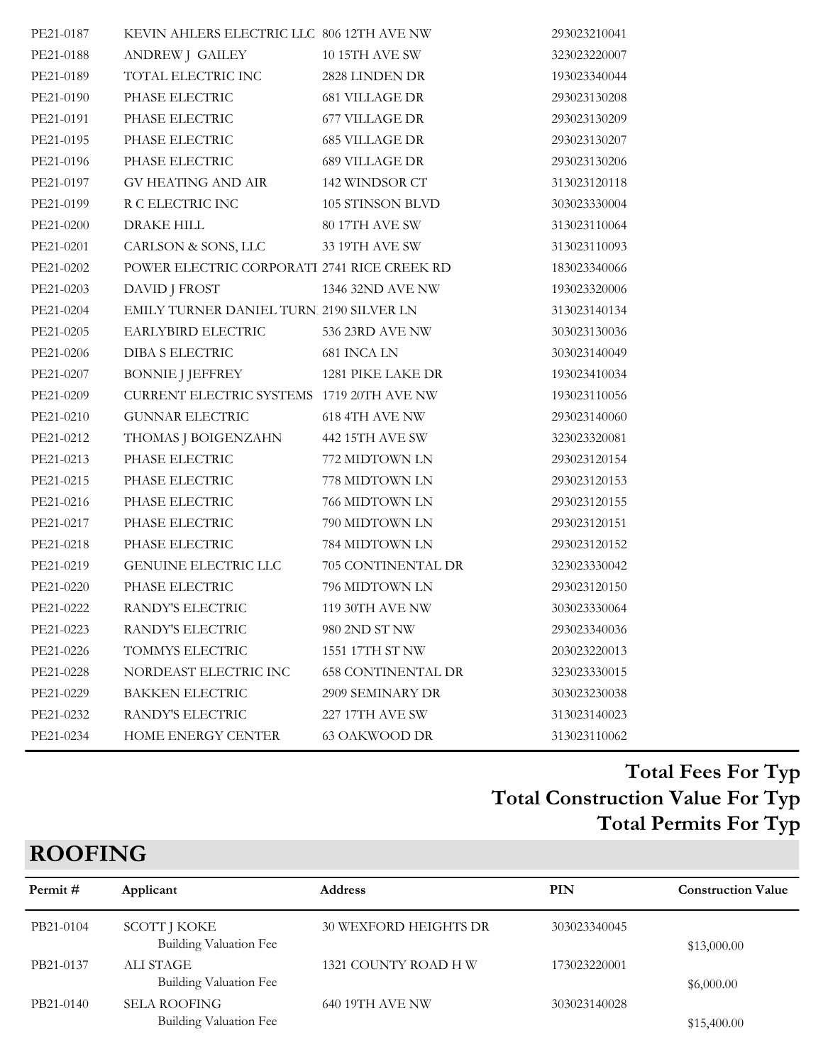| | | | |
|---|---|---|---|
| PE21-0187 | KEVIN AHLERS ELECTRIC LLC | 806 12TH AVE NW | 293023210041 |
| PE21-0188 | ANDREW J GAILEY | 10 15TH AVE SW | 323023220007 |
| PE21-0189 | TOTAL ELECTRIC INC | 2828 LINDEN DR | 193023340044 |
| PE21-0190 | PHASE ELECTRIC | 681 VILLAGE DR | 293023130208 |
| PE21-0191 | PHASE ELECTRIC | 677 VILLAGE DR | 293023130209 |
| PE21-0195 | PHASE ELECTRIC | 685 VILLAGE DR | 293023130207 |
| PE21-0196 | PHASE ELECTRIC | 689 VILLAGE DR | 293023130206 |
| PE21-0197 | GV HEATING AND AIR | 142 WINDSOR CT | 313023120118 |
| PE21-0199 | R C ELECTRIC INC | 105 STINSON BLVD | 303023330004 |
| PE21-0200 | DRAKE HILL | 80 17TH AVE SW | 313023110064 |
| PE21-0201 | CARLSON & SONS, LLC | 33 19TH AVE SW | 313023110093 |
| PE21-0202 | POWER ELECTRIC CORPORATI | 2741 RICE CREEK RD | 183023340066 |
| PE21-0203 | DAVID J FROST | 1346 32ND AVE NW | 193023320006 |
| PE21-0204 | EMILY TURNER DANIEL TURN | 2190 SILVER LN | 313023140134 |
| PE21-0205 | EARLYBIRD ELECTRIC | 536 23RD AVE NW | 303023130036 |
| PE21-0206 | DIBA S ELECTRIC | 681 INCA LN | 303023140049 |
| PE21-0207 | BONNIE J JEFFREY | 1281 PIKE LAKE DR | 193023410034 |
| PE21-0209 | CURRENT ELECTRIC SYSTEMS | 1719 20TH AVE NW | 193023110056 |
| PE21-0210 | GUNNAR ELECTRIC | 618 4TH AVE NW | 293023140060 |
| PE21-0212 | THOMAS J BOIGENZAHN | 442 15TH AVE SW | 323023320081 |
| PE21-0213 | PHASE ELECTRIC | 772 MIDTOWN LN | 293023120154 |
| PE21-0215 | PHASE ELECTRIC | 778 MIDTOWN LN | 293023120153 |
| PE21-0216 | PHASE ELECTRIC | 766 MIDTOWN LN | 293023120155 |
| PE21-0217 | PHASE ELECTRIC | 790 MIDTOWN LN | 293023120151 |
| PE21-0218 | PHASE ELECTRIC | 784 MIDTOWN LN | 293023120152 |
| PE21-0219 | GENUINE ELECTRIC LLC | 705 CONTINENTAL DR | 323023330042 |
| PE21-0220 | PHASE ELECTRIC | 796 MIDTOWN LN | 293023120150 |
| PE21-0222 | RANDY'S ELECTRIC | 119 30TH AVE NW | 303023330064 |
| PE21-0223 | RANDY'S ELECTRIC | 980 2ND ST NW | 293023340036 |
| PE21-0226 | TOMMYS ELECTRIC | 1551 17TH ST NW | 203023220013 |
| PE21-0228 | NORDEAST ELECTRIC INC | 658 CONTINENTAL DR | 323023330015 |
| PE21-0229 | BAKKEN ELECTRIC | 2909 SEMINARY DR | 303023230038 |
| PE21-0232 | RANDY'S ELECTRIC | 227 17TH AVE SW | 313023140023 |
| PE21-0234 | HOME ENERGY CENTER | 63 OAKWOOD DR | 313023110062 |

**Total Fees For Typ**

**Total Construction Value For Typ**

**Total Permits For Typ**

## ROOFING

| Permit # | Applicant | Address | PIN | Construction Value |
|---|---|---|---|---|
| PB21-0104 | SCOTT J KOKE | 30 WEXFORD HEIGHTS DR | 303023340045 | |
| | Building Valuation Fee | | | $13,000.00 |
| PB21-0137 | ALI STAGE | 1321 COUNTY ROAD H W | 173023220001 | |
| | Building Valuation Fee | | | $6,000.00 |
| PB21-0140 | SELA ROOFING | 640 19TH AVE NW | 303023140028 | |
| | Building Valuation Fee | | | $15,400.00 |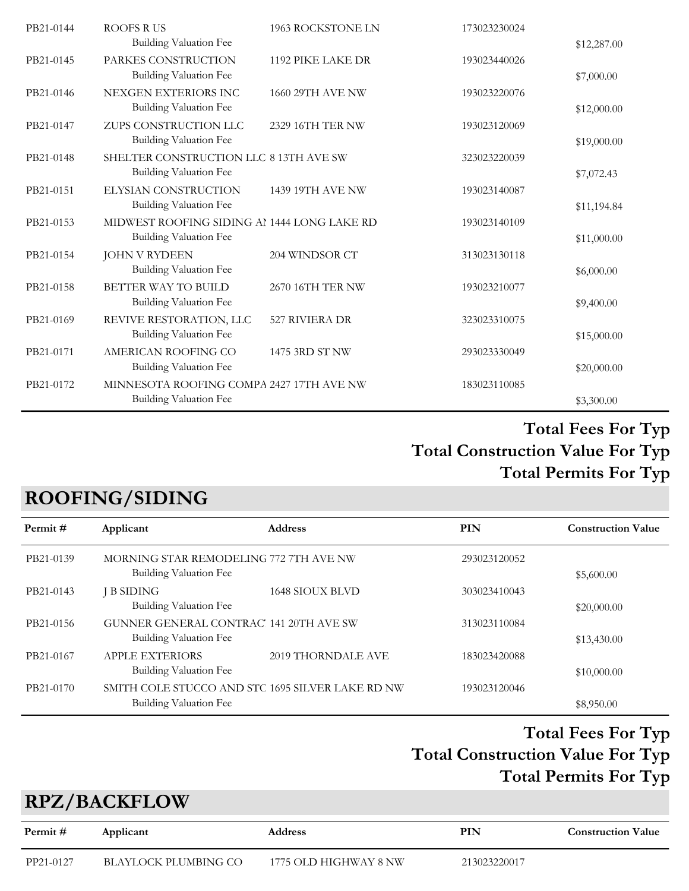| Permit # | Applicant | Address | PIN | Construction Value |
|---|---|---|---|---|
| PB21-0144 | ROOFS R US | 1963 ROCKSTONE LN | 173023230024 | |
| | Building Valuation Fee | | | $12,287.00 |
| PB21-0145 | PARKES CONSTRUCTION | 1192 PIKE LAKE DR | 193023440026 | |
| | Building Valuation Fee | | | $7,000.00 |
| PB21-0146 | NEXGEN EXTERIORS INC | 1660 29TH AVE NW | 193023220076 | |
| | Building Valuation Fee | | | $12,000.00 |
| PB21-0147 | ZUPS CONSTRUCTION LLC | 2329 16TH TER NW | 193023120069 | |
| | Building Valuation Fee | | | $19,000.00 |
| PB21-0148 | SHELTER CONSTRUCTION LLC | 8 13TH AVE SW | 323023220039 | |
| | Building Valuation Fee | | | $7,072.43 |
| PB21-0151 | ELYSIAN CONSTRUCTION | 1439 19TH AVE NW | 193023140087 | |
| | Building Valuation Fee | | | $11,194.84 |
| PB21-0153 | MIDWEST ROOFING SIDING AN | 1444 LONG LAKE RD | 193023140109 | |
| | Building Valuation Fee | | | $11,000.00 |
| PB21-0154 | JOHN V RYDEEN | 204 WINDSOR CT | 313023130118 | |
| | Building Valuation Fee | | | $6,000.00 |
| PB21-0158 | BETTER WAY TO BUILD | 2670 16TH TER NW | 193023210077 | |
| | Building Valuation Fee | | | $9,400.00 |
| PB21-0169 | REVIVE RESTORATION, LLC | 527 RIVIERA DR | 323023310075 | |
| | Building Valuation Fee | | | $15,000.00 |
| PB21-0171 | AMERICAN ROOFING CO | 1475 3RD ST NW | 293023330049 | |
| | Building Valuation Fee | | | $20,000.00 |
| PB21-0172 | MINNESOTA ROOFING COMPA | 2427 17TH AVE NW | 183023110085 | |
| | Building Valuation Fee | | | $3,300.00 |

**Total Fees For Typ**

**Total Construction Value For Typ**

**Total Permits For Typ**

## ROOFING/SIDING

| Permit # | Applicant | Address | PIN | Construction Value |
|---|---|---|---|---|
| PB21-0139 | MORNING STAR REMODELING | 772 7TH AVE NW | 293023120052 | |
| | Building Valuation Fee | | | $5,600.00 |
| PB21-0143 | J B SIDING | 1648 SIOUX BLVD | 303023410043 | |
| | Building Valuation Fee | | | $20,000.00 |
| PB21-0156 | GUNNER GENERAL CONTRAC | 141 20TH AVE SW | 313023110084 | |
| | Building Valuation Fee | | | $13,430.00 |
| PB21-0167 | APPLE EXTERIORS | 2019 THORNDALE AVE | 183023420088 | |
| | Building Valuation Fee | | | $10,000.00 |
| PB21-0170 | SMITH COLE STUCCO AND STC | 1695 SILVER LAKE RD NW | 193023120046 | |
| | Building Valuation Fee | | | $8,950.00 |

**Total Fees For Typ**

**Total Construction Value For Typ**

**Total Permits For Typ**

## RPZ/BACKFLOW

| Permit # | Applicant | Address | PIN | Construction Value |
|---|---|---|---|---|
| PP21-0127 | BLAYLOCK PLUMBING CO | 1775 OLD HIGHWAY 8 NW | 213023220017 | |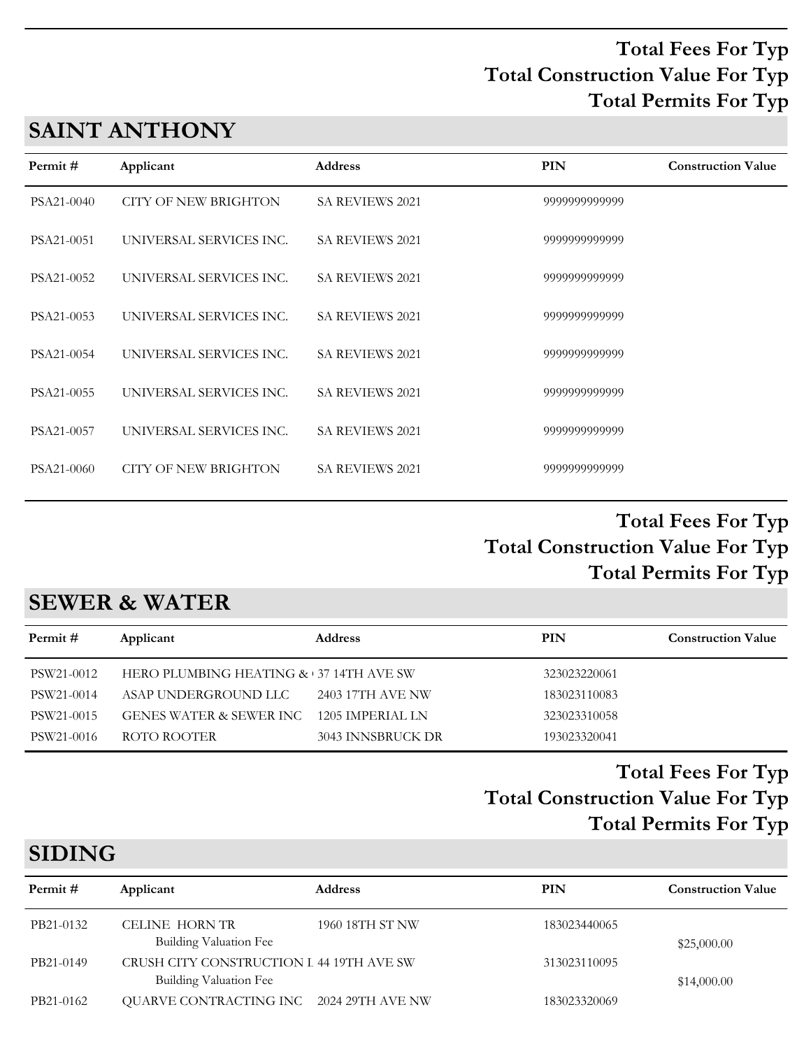**Total Fees For Typ**
**Total Construction Value For Typ**
**Total Permits For Typ**

## SAINT ANTHONY

| Permit # | Applicant | Address | PIN | Construction Value |
|---|---|---|---|---|
| PSA21-0040 | CITY OF NEW BRIGHTON | SA REVIEWS 2021 | 9999999999999 | |
| PSA21-0051 | UNIVERSAL SERVICES INC. | SA REVIEWS 2021 | 9999999999999 | |
| PSA21-0052 | UNIVERSAL SERVICES INC. | SA REVIEWS 2021 | 9999999999999 | |
| PSA21-0053 | UNIVERSAL SERVICES INC. | SA REVIEWS 2021 | 9999999999999 | |
| PSA21-0054 | UNIVERSAL SERVICES INC. | SA REVIEWS 2021 | 9999999999999 | |
| PSA21-0055 | UNIVERSAL SERVICES INC. | SA REVIEWS 2021 | 9999999999999 | |
| PSA21-0057 | UNIVERSAL SERVICES INC. | SA REVIEWS 2021 | 9999999999999 | |
| PSA21-0060 | CITY OF NEW BRIGHTON | SA REVIEWS 2021 | 9999999999999 | |

**Total Fees For Typ**
**Total Construction Value For Typ**
**Total Permits For Typ**

## SEWER & WATER

| Permit # | Applicant | Address | PIN | Construction Value |
|---|---|---|---|---|
| PSW21-0012 | HERO PLUMBING HEATING & | 37 14TH AVE SW | 323023220061 | |
| PSW21-0014 | ASAP UNDERGROUND LLC | 2403 17TH AVE NW | 183023110083 | |
| PSW21-0015 | GENES WATER & SEWER INC | 1205 IMPERIAL LN | 323023310058 | |
| PSW21-0016 | ROTO ROOTER | 3043 INNSBRUCK DR | 193023320041 | |

**Total Fees For Typ**
**Total Construction Value For Typ**
**Total Permits For Typ**

## SIDING

| Permit # | Applicant | Address | PIN | Construction Value |
|---|---|---|---|---|
| PB21-0132 | CELINE HORN TR | 1960 18TH ST NW | 183023440065 | |
| | Building Valuation Fee | | | $25,000.00 |
| PB21-0149 | CRUSH CITY CONSTRUCTION L | 44 19TH AVE SW | 313023110095 | |
| | Building Valuation Fee | | | $14,000.00 |
| PB21-0162 | QUARVE CONTRACTING INC | 2024 29TH AVE NW | 183023320069 | |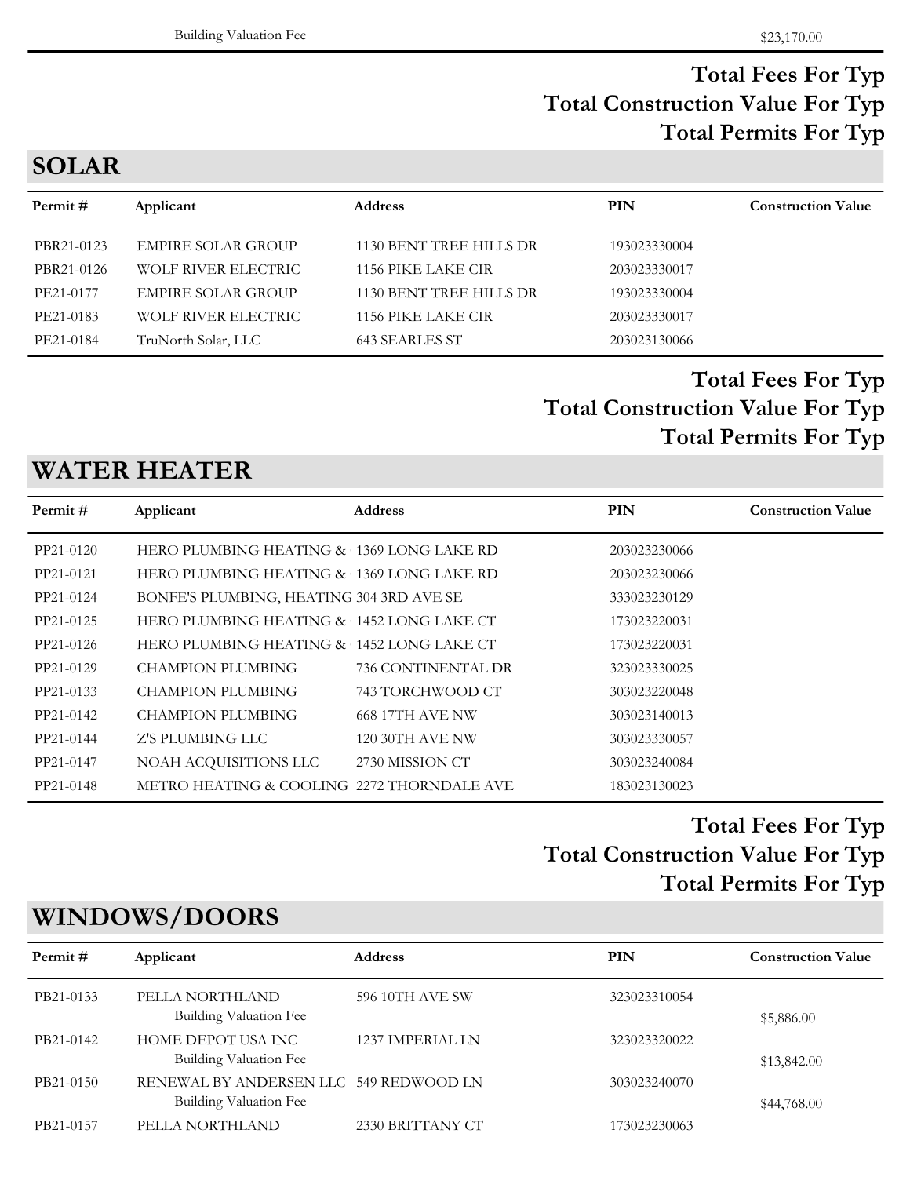| | | | | |
|---|---|---|---|---|
| | Building Valuation Fee | | | $23,170.00 |

**Total Fees For Typ**
**Total Construction Value For Typ**
**Total Permits For Typ**

## SOLAR

| Permit # | Applicant | Address | PIN | Construction Value |
|---|---|---|---|---|
| PBR21-0123 | EMPIRE SOLAR GROUP | 1130 BENT TREE HILLS DR | 193023330004 | |
| PBR21-0126 | WOLF RIVER ELECTRIC | 1156 PIKE LAKE CIR | 203023330017 | |
| PE21-0177 | EMPIRE SOLAR GROUP | 1130 BENT TREE HILLS DR | 193023330004 | |
| PE21-0183 | WOLF RIVER ELECTRIC | 1156 PIKE LAKE CIR | 203023330017 | |
| PE21-0184 | TruNorth Solar, LLC | 643 SEARLES ST | 203023130066 | |

**Total Fees For Typ**
**Total Construction Value For Typ**
**Total Permits For Typ**

## WATER HEATER

| Permit # | Applicant | Address | PIN | Construction Value |
|---|---|---|---|---|
| PP21-0120 | HERO PLUMBING HEATING & ( | 1369 LONG LAKE RD | 203023230066 | |
| PP21-0121 | HERO PLUMBING HEATING & ( | 1369 LONG LAKE RD | 203023230066 | |
| PP21-0124 | BONFE'S PLUMBING, HEATING | 304 3RD AVE SE | 333023230129 | |
| PP21-0125 | HERO PLUMBING HEATING & ( | 1452 LONG LAKE CT | 173023220031 | |
| PP21-0126 | HERO PLUMBING HEATING & ( | 1452 LONG LAKE CT | 173023220031 | |
| PP21-0129 | CHAMPION PLUMBING | 736 CONTINENTAL DR | 323023330025 | |
| PP21-0133 | CHAMPION PLUMBING | 743 TORCHWOOD CT | 303023220048 | |
| PP21-0142 | CHAMPION PLUMBING | 668 17TH AVE NW | 303023140013 | |
| PP21-0144 | Z'S PLUMBING LLC | 120 30TH AVE NW | 303023330057 | |
| PP21-0147 | NOAH ACQUISITIONS LLC | 2730 MISSION CT | 303023240084 | |
| PP21-0148 | METRO HEATING & COOLING | 2272 THORNDALE AVE | 183023130023 | |

**Total Fees For Typ**
**Total Construction Value For Typ**
**Total Permits For Typ**

## WINDOWS/DOORS

| Permit # | Applicant | Address | PIN | Construction Value |
|---|---|---|---|---|
| PB21-0133 | PELLA NORTHLAND | 596 10TH AVE SW | 323023310054 | |
| | Building Valuation Fee | | | $5,886.00 |
| PB21-0142 | HOME DEPOT USA INC | 1237 IMPERIAL LN | 323023320022 | |
| | Building Valuation Fee | | | $13,842.00 |
| PB21-0150 | RENEWAL BY ANDERSEN LLC | 549 REDWOOD LN | 303023240070 | |
| | Building Valuation Fee | | | $44,768.00 |
| PB21-0157 | PELLA NORTHLAND | 2330 BRITTANY CT | 173023230063 | |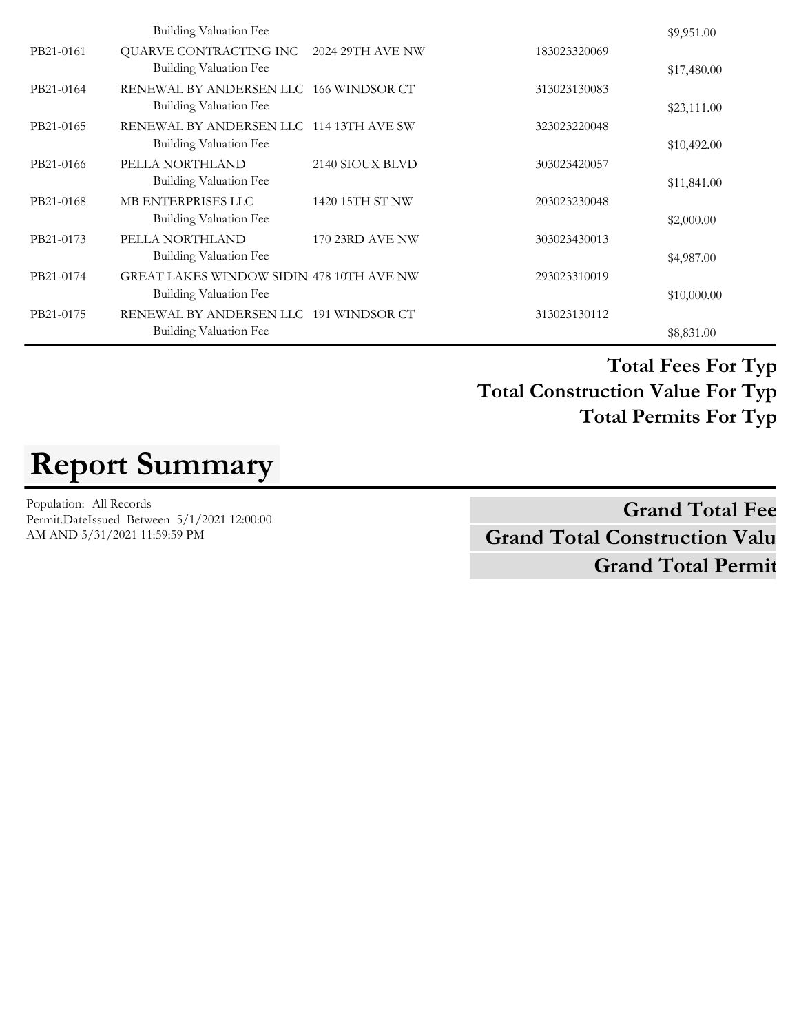| | | | | |
|---|---|---|---|---|
| | Building Valuation Fee | | | $9,951.00 |
| PB21-0161 | QUARVE CONTRACTING INC | 2024 29TH AVE NW | 183023320069 | |
| | Building Valuation Fee | | | $17,480.00 |
| PB21-0164 | RENEWAL BY ANDERSEN LLC | 166 WINDSOR CT | 313023130083 | |
| | Building Valuation Fee | | | $23,111.00 |
| PB21-0165 | RENEWAL BY ANDERSEN LLC | 114 13TH AVE SW | 323023220048 | |
| | Building Valuation Fee | | | $10,492.00 |
| PB21-0166 | PELLA NORTHLAND | 2140 SIOUX BLVD | 303023420057 | |
| | Building Valuation Fee | | | $11,841.00 |
| PB21-0168 | MB ENTERPRISES LLC | 1420 15TH ST NW | 203023230048 | |
| | Building Valuation Fee | | | $2,000.00 |
| PB21-0173 | PELLA NORTHLAND | 170 23RD AVE NW | 303023430013 | |
| | Building Valuation Fee | | | $4,987.00 |
| PB21-0174 | GREAT LAKES WINDOW SIDIN | 478 10TH AVE NW | 293023310019 | |
| | Building Valuation Fee | | | $10,000.00 |
| PB21-0175 | RENEWAL BY ANDERSEN LLC | 191 WINDSOR CT | 313023130112 | |
| | Building Valuation Fee | | | $8,831.00 |

**Total Fees For Typ**

**Total Construction Value For Typ**

**Total Permits For Typ**

# Report Summary

Population: All Records
Permit.DateIssued Between 5/1/2021 12:00:00 AM AND 5/31/2021 11:59:59 PM

**Grand Total Fee**

**Grand Total Construction Valu**

**Grand Total Permit**